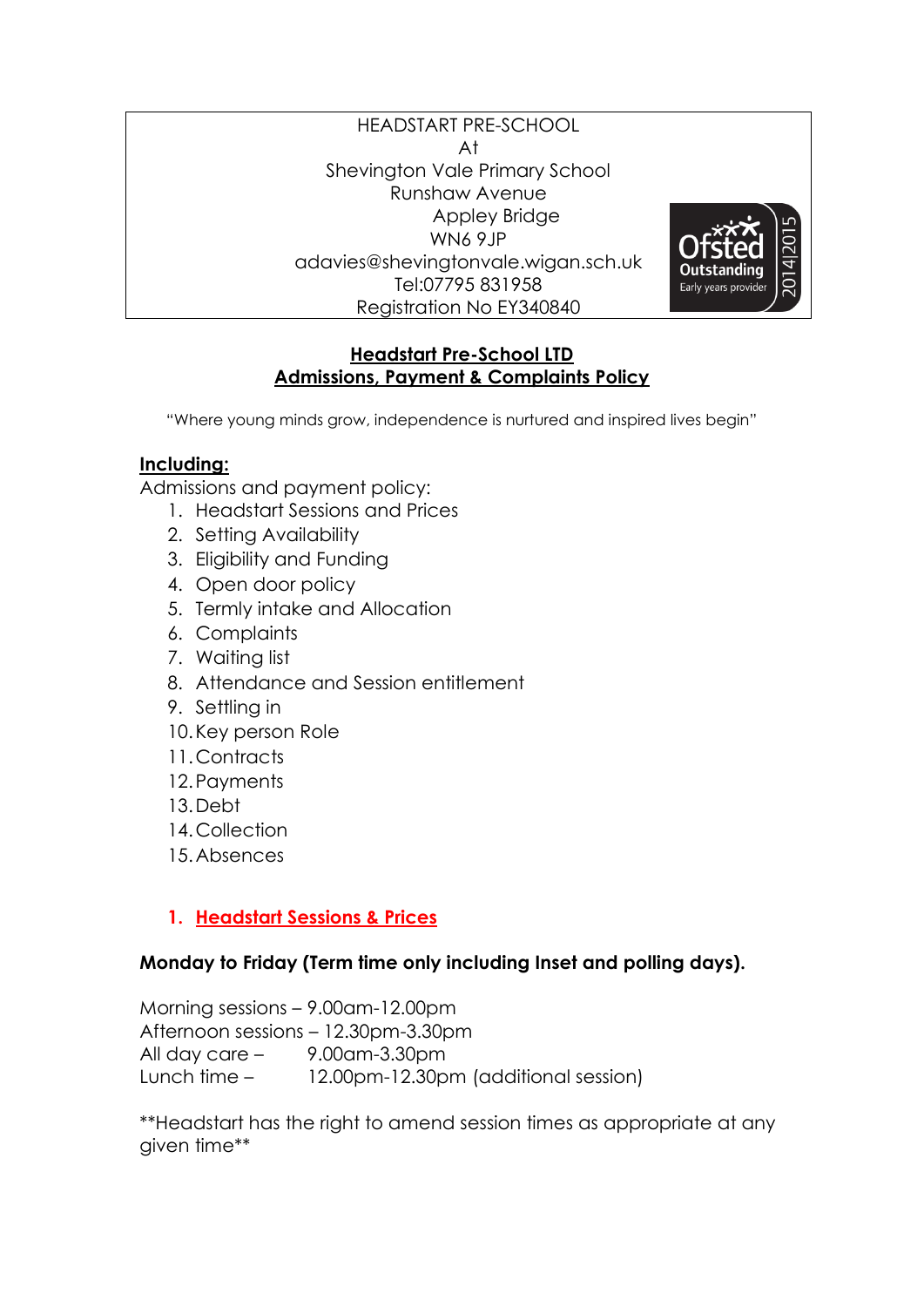HEADSTART PRE-SCHOOL
At
Shevington Vale Primary School
Runshaw Avenue
Appley Bridge
WN6 9JP
adavies@shevingtonvale.wigan.sch.uk
Tel:07795 831958
Registration No EY340840

Ofsted Outstanding Early years provider 2014|2015

## Headstart Pre-School LTD
## Admissions, Payment & Complaints Policy

"Where young minds grow, independence is nurtured and inspired lives begin"

**Including:**

Admissions and payment policy:

1. Headstart Sessions and Prices
2. Setting Availability
3. Eligibility and Funding
4. Open door policy
5. Termly intake and Allocation
6. Complaints
7. Waiting list
8. Attendance and Session entitlement
9. Settling in
10. Key person Role
11. Contracts
12. Payments
13. Debt
14. Collection
15. Absences

### 1. Headstart Sessions & Prices

**Monday to Friday (Term time only including Inset and polling days).**

Morning sessions – 9.00am-12.00pm
Afternoon sessions – 12.30pm-3.30pm
All day care – 9.00am-3.30pm
Lunch time – 12.00pm-12.30pm (additional session)

**Headstart has the right to amend session times as appropriate at any given time**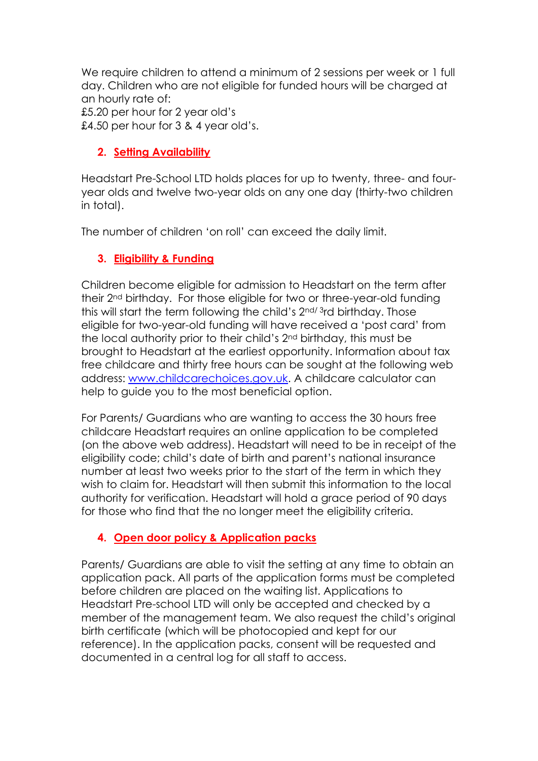We require children to attend a minimum of 2 sessions per week or 1 full day. Children who are not eligible for funded hours will be charged at an hourly rate of:
£5.20 per hour for 2 year old's
£4.50 per hour for 3 & 4 year old's.

## 2. Setting Availability

Headstart Pre-School LTD holds places for up to twenty, three- and four-year olds and twelve two-year olds on any one day (thirty-two children in total).

The number of children 'on roll' can exceed the daily limit.

## 3. Eligibility & Funding

Children become eligible for admission to Headstart on the term after their 2nd birthday. For those eligible for two or three-year-old funding this will start the term following the child's 2nd/ 3rd birthday. Those eligible for two-year-old funding will have received a 'post card' from the local authority prior to their child's 2nd birthday, this must be brought to Headstart at the earliest opportunity. Information about tax free childcare and thirty free hours can be sought at the following web address: [www.childcarechoices.gov.uk](http://www.childcarechoices.gov.uk). A childcare calculator can help to guide you to the most beneficial option.

For Parents/ Guardians who are wanting to access the 30 hours free childcare Headstart requires an online application to be completed (on the above web address). Headstart will need to be in receipt of the eligibility code; child's date of birth and parent's national insurance number at least two weeks prior to the start of the term in which they wish to claim for. Headstart will then submit this information to the local authority for verification. Headstart will hold a grace period of 90 days for those who find that the no longer meet the eligibility criteria.

## 4. Open door policy & Application packs

Parents/ Guardians are able to visit the setting at any time to obtain an application pack. All parts of the application forms must be completed before children are placed on the waiting list. Applications to Headstart Pre-school LTD will only be accepted and checked by a member of the management team. We also request the child's original birth certificate (which will be photocopied and kept for our reference). In the application packs, consent will be requested and documented in a central log for all staff to access.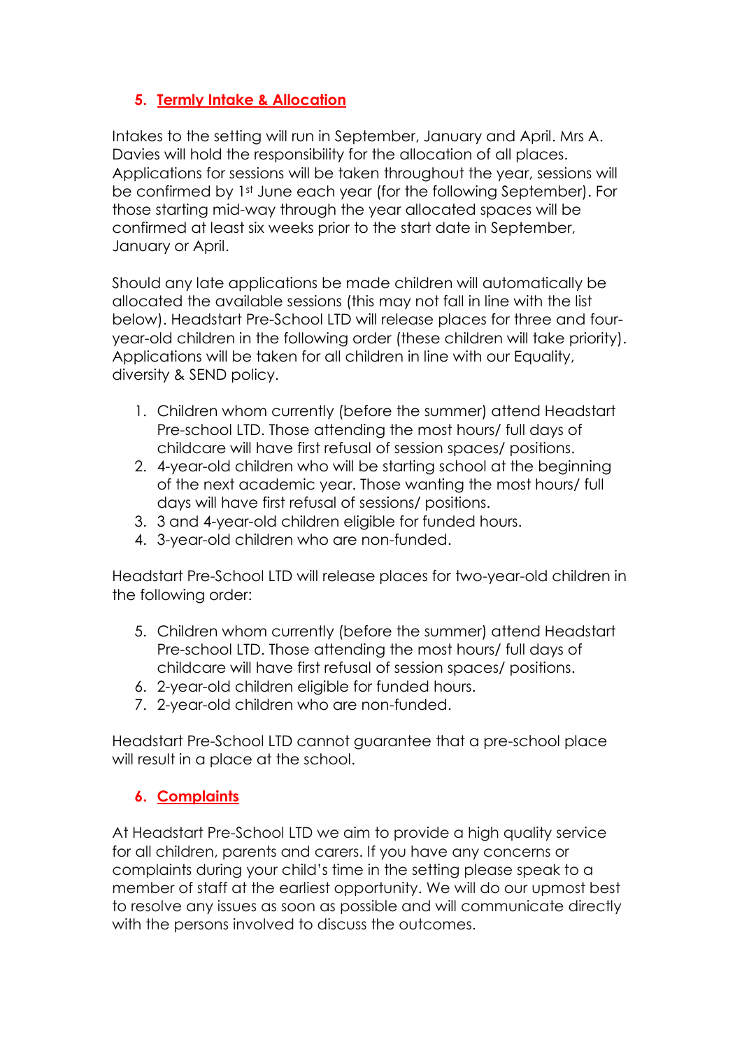## 5. Termly Intake & Allocation

Intakes to the setting will run in September, January and April. Mrs A. Davies will hold the responsibility for the allocation of all places. Applications for sessions will be taken throughout the year, sessions will be confirmed by 1st June each year (for the following September). For those starting mid-way through the year allocated spaces will be confirmed at least six weeks prior to the start date in September, January or April.

Should any late applications be made children will automatically be allocated the available sessions (this may not fall in line with the list below). Headstart Pre-School LTD will release places for three and four-year-old children in the following order (these children will take priority). Applications will be taken for all children in line with our Equality, diversity & SEND policy.

1. Children whom currently (before the summer) attend Headstart Pre-school LTD. Those attending the most hours/ full days of childcare will have first refusal of session spaces/ positions.
2. 4-year-old children who will be starting school at the beginning of the next academic year. Those wanting the most hours/ full days will have first refusal of sessions/ positions.
3. 3 and 4-year-old children eligible for funded hours.
4. 3-year-old children who are non-funded.

Headstart Pre-School LTD will release places for two-year-old children in the following order:

5. Children whom currently (before the summer) attend Headstart Pre-school LTD. Those attending the most hours/ full days of childcare will have first refusal of session spaces/ positions.
6. 2-year-old children eligible for funded hours.
7. 2-year-old children who are non-funded.

Headstart Pre-School LTD cannot guarantee that a pre-school place will result in a place at the school.

## 6. Complaints

At Headstart Pre-School LTD we aim to provide a high quality service for all children, parents and carers. If you have any concerns or complaints during your child's time in the setting please speak to a member of staff at the earliest opportunity. We will do our upmost best to resolve any issues as soon as possible and will communicate directly with the persons involved to discuss the outcomes.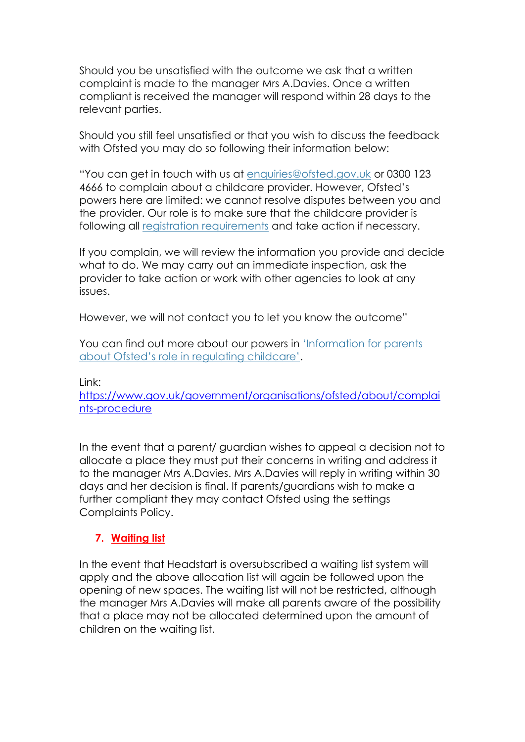Should you be unsatisfied with the outcome we ask that a written complaint is made to the manager Mrs A.Davies. Once a written compliant is received the manager will respond within 28 days to the relevant parties.

Should you still feel unsatisfied or that you wish to discuss the feedback with Ofsted you may do so following their information below:

"You can get in touch with us at [enquiries@ofsted.gov.uk](mailto:enquiries@ofsted.gov.uk) or 0300 123 4666 to complain about a childcare provider. However, Ofsted's powers here are limited: we cannot resolve disputes between you and the provider. Our role is to make sure that the childcare provider is following all [registration requirements]() and take action if necessary.

If you complain, we will review the information you provide and decide what to do. We may carry out an immediate inspection, ask the provider to take action or work with other agencies to look at any issues.

However, we will not contact you to let you know the outcome"

You can find out more about our powers in ['Information for parents about Ofsted's role in regulating childcare']().

Link:
[https://www.gov.uk/government/organisations/ofsted/about/complaints-procedure](https://www.gov.uk/government/organisations/ofsted/about/complaints-procedure)

In the event that a parent/ guardian wishes to appeal a decision not to allocate a place they must put their concerns in writing and address it to the manager Mrs A.Davies. Mrs A.Davies will reply in writing within 30 days and her decision is final. If parents/guardians wish to make a further compliant they may contact Ofsted using the settings Complaints Policy.

## 7. Waiting list

In the event that Headstart is oversubscribed a waiting list system will apply and the above allocation list will again be followed upon the opening of new spaces. The waiting list will not be restricted, although the manager Mrs A.Davies will make all parents aware of the possibility that a place may not be allocated determined upon the amount of children on the waiting list.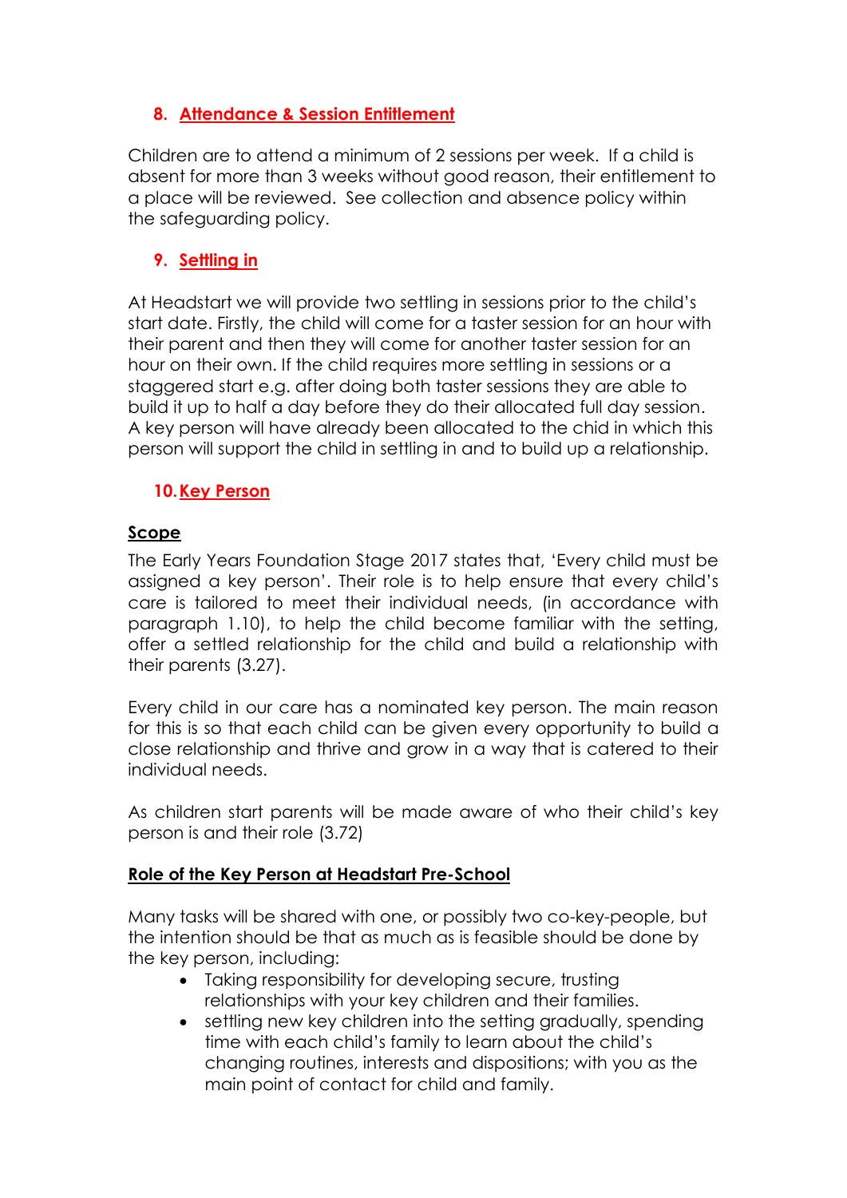## 8. Attendance & Session Entitlement

Children are to attend a minimum of 2 sessions per week. If a child is absent for more than 3 weeks without good reason, their entitlement to a place will be reviewed. See collection and absence policy within the safeguarding policy.

## 9. Settling in

At Headstart we will provide two settling in sessions prior to the child's start date. Firstly, the child will come for a taster session for an hour with their parent and then they will come for another taster session for an hour on their own. If the child requires more settling in sessions or a staggered start e.g. after doing both taster sessions they are able to build it up to half a day before they do their allocated full day session. A key person will have already been allocated to the chid in which this person will support the child in settling in and to build up a relationship.

## 10. Key Person

**Scope**

The Early Years Foundation Stage 2017 states that, 'Every child must be assigned a key person'. Their role is to help ensure that every child's care is tailored to meet their individual needs, (in accordance with paragraph 1.10), to help the child become familiar with the setting, offer a settled relationship for the child and build a relationship with their parents (3.27).

Every child in our care has a nominated key person. The main reason for this is so that each child can be given every opportunity to build a close relationship and thrive and grow in a way that is catered to their individual needs.

As children start parents will be made aware of who their child's key person is and their role (3.72)

**Role of the Key Person at Headstart Pre-School**

Many tasks will be shared with one, or possibly two co-key-people, but the intention should be that as much as is feasible should be done by the key person, including:

- Taking responsibility for developing secure, trusting relationships with your key children and their families.
- settling new key children into the setting gradually, spending time with each child's family to learn about the child's changing routines, interests and dispositions; with you as the main point of contact for child and family.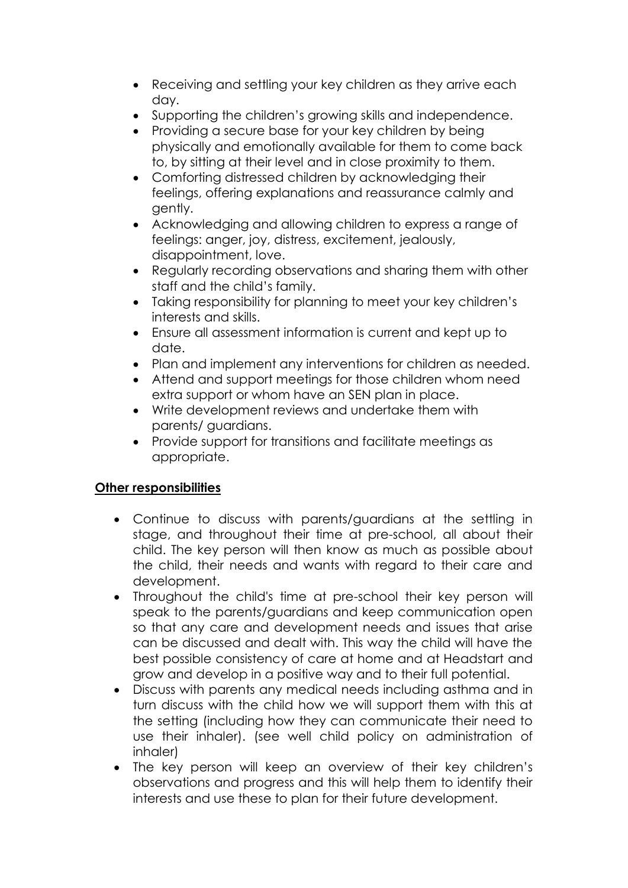- Receiving and settling your key children as they arrive each day.
- Supporting the children's growing skills and independence.
- Providing a secure base for your key children by being physically and emotionally available for them to come back to, by sitting at their level and in close proximity to them.
- Comforting distressed children by acknowledging their feelings, offering explanations and reassurance calmly and gently.
- Acknowledging and allowing children to express a range of feelings: anger, joy, distress, excitement, jealously, disappointment, love.
- Regularly recording observations and sharing them with other staff and the child's family.
- Taking responsibility for planning to meet your key children's interests and skills.
- Ensure all assessment information is current and kept up to date.
- Plan and implement any interventions for children as needed.
- Attend and support meetings for those children whom need extra support or whom have an SEN plan in place.
- Write development reviews and undertake them with parents/ guardians.
- Provide support for transitions and facilitate meetings as appropriate.

**<u>Other responsibilities</u>**

- Continue to discuss with parents/guardians at the settling in stage, and throughout their time at pre-school, all about their child. The key person will then know as much as possible about the child, their needs and wants with regard to their care and development.
- Throughout the child's time at pre-school their key person will speak to the parents/guardians and keep communication open so that any care and development needs and issues that arise can be discussed and dealt with. This way the child will have the best possible consistency of care at home and at Headstart and grow and develop in a positive way and to their full potential.
- Discuss with parents any medical needs including asthma and in turn discuss with the child how we will support them with this at the setting (including how they can communicate their need to use their inhaler). (see well child policy on administration of inhaler)
- The key person will keep an overview of their key children's observations and progress and this will help them to identify their interests and use these to plan for their future development.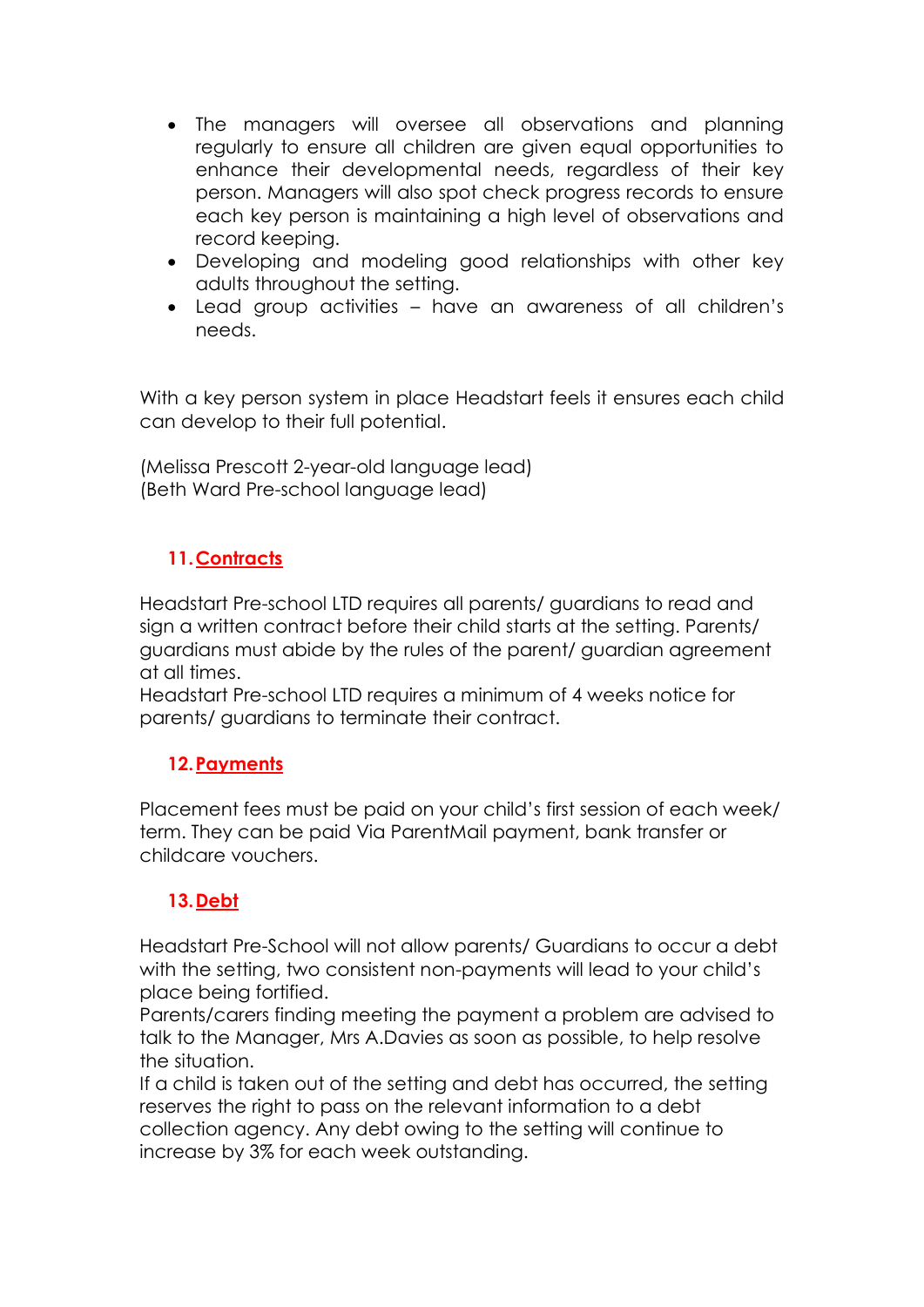- The managers will oversee all observations and planning regularly to ensure all children are given equal opportunities to enhance their developmental needs, regardless of their key person. Managers will also spot check progress records to ensure each key person is maintaining a high level of observations and record keeping.
- Developing and modeling good relationships with other key adults throughout the setting.
- Lead group activities – have an awareness of all children's needs.

With a key person system in place Headstart feels it ensures each child can develop to their full potential.

(Melissa Prescott 2-year-old language lead)
(Beth Ward Pre-school language lead)

## 11. Contracts

Headstart Pre-school LTD requires all parents/ guardians to read and sign a written contract before their child starts at the setting. Parents/ guardians must abide by the rules of the parent/ guardian agreement at all times.
Headstart Pre-school LTD requires a minimum of 4 weeks notice for parents/ guardians to terminate their contract.

## 12. Payments

Placement fees must be paid on your child's first session of each week/ term. They can be paid Via ParentMail payment, bank transfer or childcare vouchers.

## 13. Debt

Headstart Pre-School will not allow parents/ Guardians to occur a debt with the setting, two consistent non-payments will lead to your child's place being fortified.
Parents/carers finding meeting the payment a problem are advised to talk to the Manager, Mrs A.Davies as soon as possible, to help resolve the situation.
If a child is taken out of the setting and debt has occurred, the setting reserves the right to pass on the relevant information to a debt collection agency. Any debt owing to the setting will continue to increase by 3% for each week outstanding.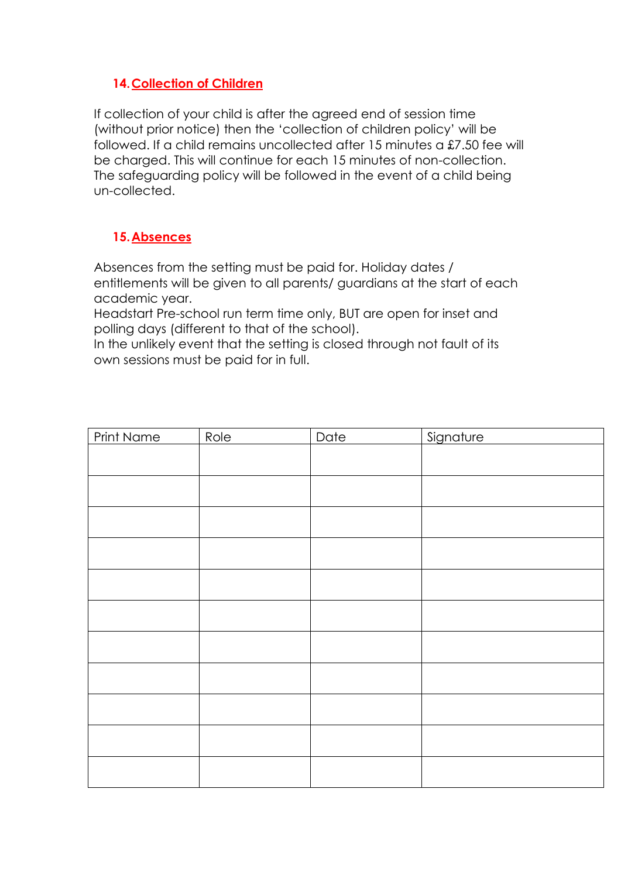## 14. Collection of Children

If collection of your child is after the agreed end of session time (without prior notice) then the 'collection of children policy' will be followed. If a child remains uncollected after 15 minutes a £7.50 fee will be charged. This will continue for each 15 minutes of non-collection. The safeguarding policy will be followed in the event of a child being un-collected.

## 15. Absences

Absences from the setting must be paid for. Holiday dates / entitlements will be given to all parents/ guardians at the start of each academic year.
Headstart Pre-school run term time only, BUT are open for inset and polling days (different to that of the school).
In the unlikely event that the setting is closed through not fault of its own sessions must be paid for in full.

| Print Name | Role | Date | Signature |
|---|---|---|---|
| | | | |
| | | | |
| | | | |
| | | | |
| | | | |
| | | | |
| | | | |
| | | | |
| | | | |
| | | | |
| | | | |